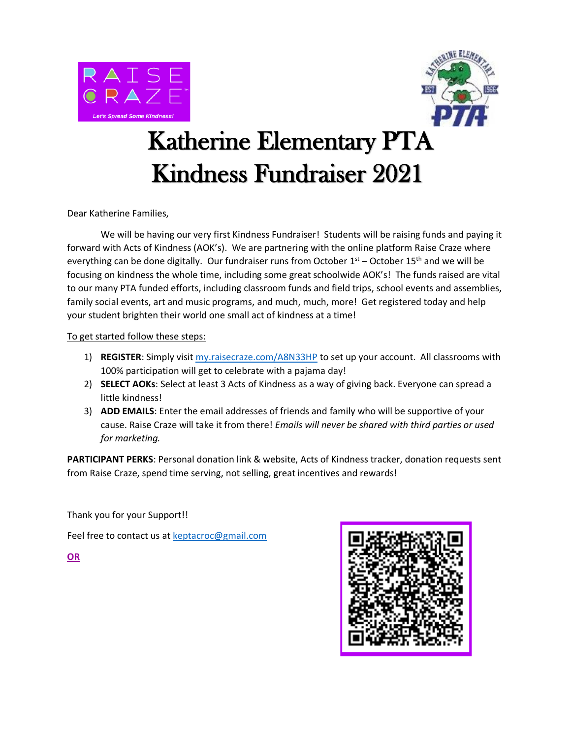# Katherine Elementary PTA Kindness Fundraiser 2021

Dear Katherine Families,

We will be having our very first Kindness Fundraiser! Students will be raising funds and paying it forward with Acts of Kindness (AOK's). We are partnering with the online platform Raise Craze where everything can be done digitally. Our fundraiser runs from October 1st – October 15th and we will be focusing on kindness the whole time, including some great schoolwide AOK's! The funds raised are vital to our many PTA funded efforts, including classroom funds and field trips, school events and assemblies, family social events, art and music programs, and much, much, more! Get registered today and help your student brighten their world one small act of kindness at a time!

To get started follow these steps:

1) **REGISTER**: Simply visit my.raisecraze.com/A8N33HP to set up your account. All classrooms with 100% participation will get to celebrate with a pajama day!
2) **SELECT AOKs**: Select at least 3 Acts of Kindness as a way of giving back. Everyone can spread a little kindness!
3) **ADD EMAILS**: Enter the email addresses of friends and family who will be supportive of your cause. Raise Craze will take it from there! *Emails will never be shared with third parties or used for marketing.*

**PARTICIPANT PERKS**: Personal donation link & website, Acts of Kindness tracker, donation requests sent from Raise Craze, spend time serving, not selling, great incentives and rewards!

Thank you for your Support!!

Feel free to contact us at keptacroc@gmail.com

**OR**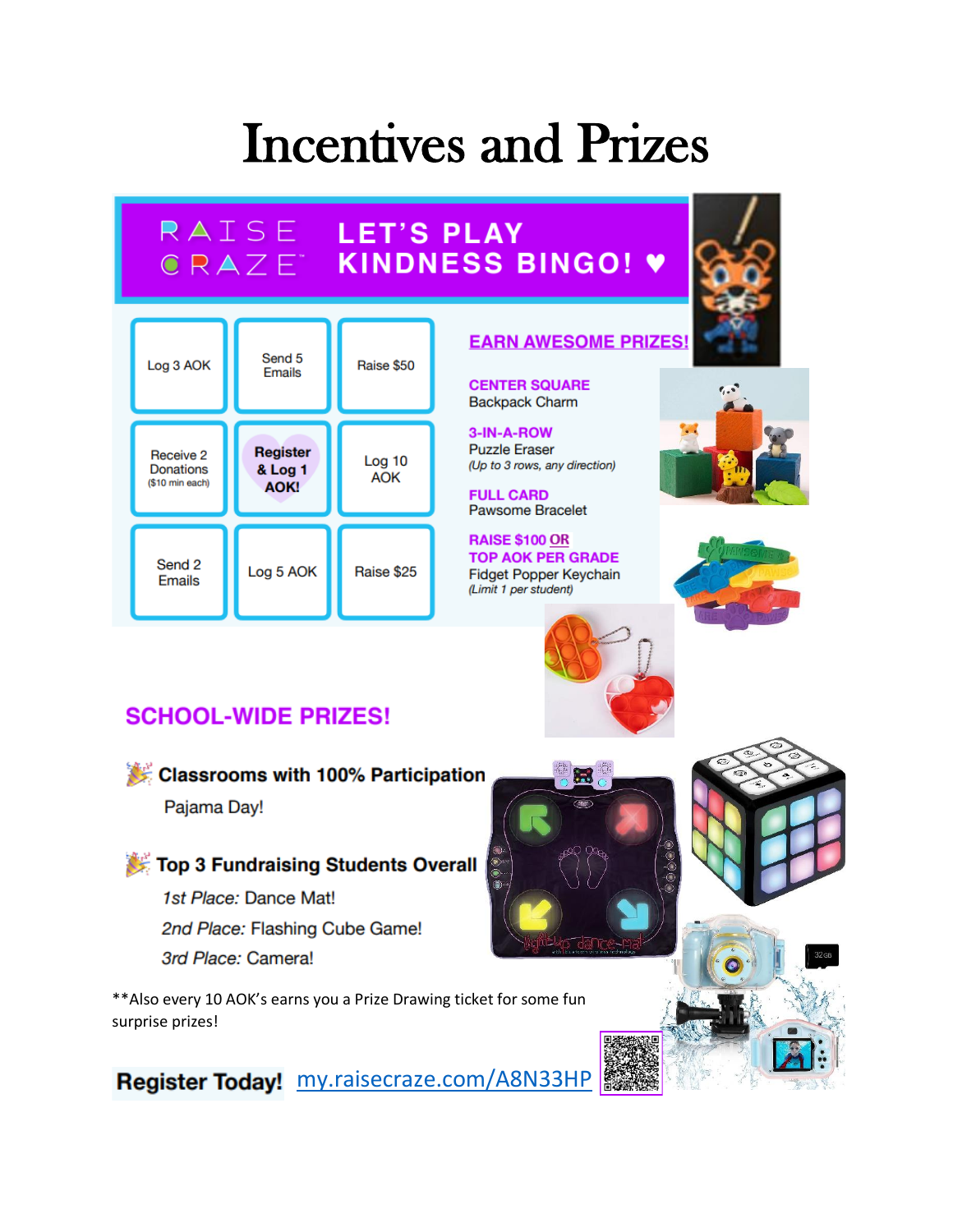# Incentives and Prizes

RAISE CRAZE

## LET'S PLAY KINDNESS BINGO! ♥

| | | |
|---|---|---|
| Log 3 AOK | Send 5 Emails | Raise $50 |
| Receive 2 Donations ($10 min each) | **Register & Log 1 AOK!** | Log 10 AOK |
| Send 2 Emails | Log 5 AOK | Raise $25 |

### EARN AWESOME PRIZES!

**CENTER SQUARE**
Backpack Charm

**3-IN-A-ROW**
Puzzle Eraser
*(Up to 3 rows, any direction)*

**FULL CARD**
Pawsome Bracelet

**RAISE $100 OR TOP AOK PER GRADE**
Fidget Popper Keychain
*(Limit 1 per student)*

## SCHOOL-WIDE PRIZES!

🎉 **Classrooms with 100% Participation**

Pajama Day!

🎉 **Top 3 Fundraising Students Overall**

*1st Place:* Dance Mat!

*2nd Place:* Flashing Cube Game!

*3rd Place:* Camera!

**Also every 10 AOK's earns you a Prize Drawing ticket for some fun surprise prizes!

**Register Today!** [my.raisecraze.com/A8N33HP](my.raisecraze.com/A8N33HP)